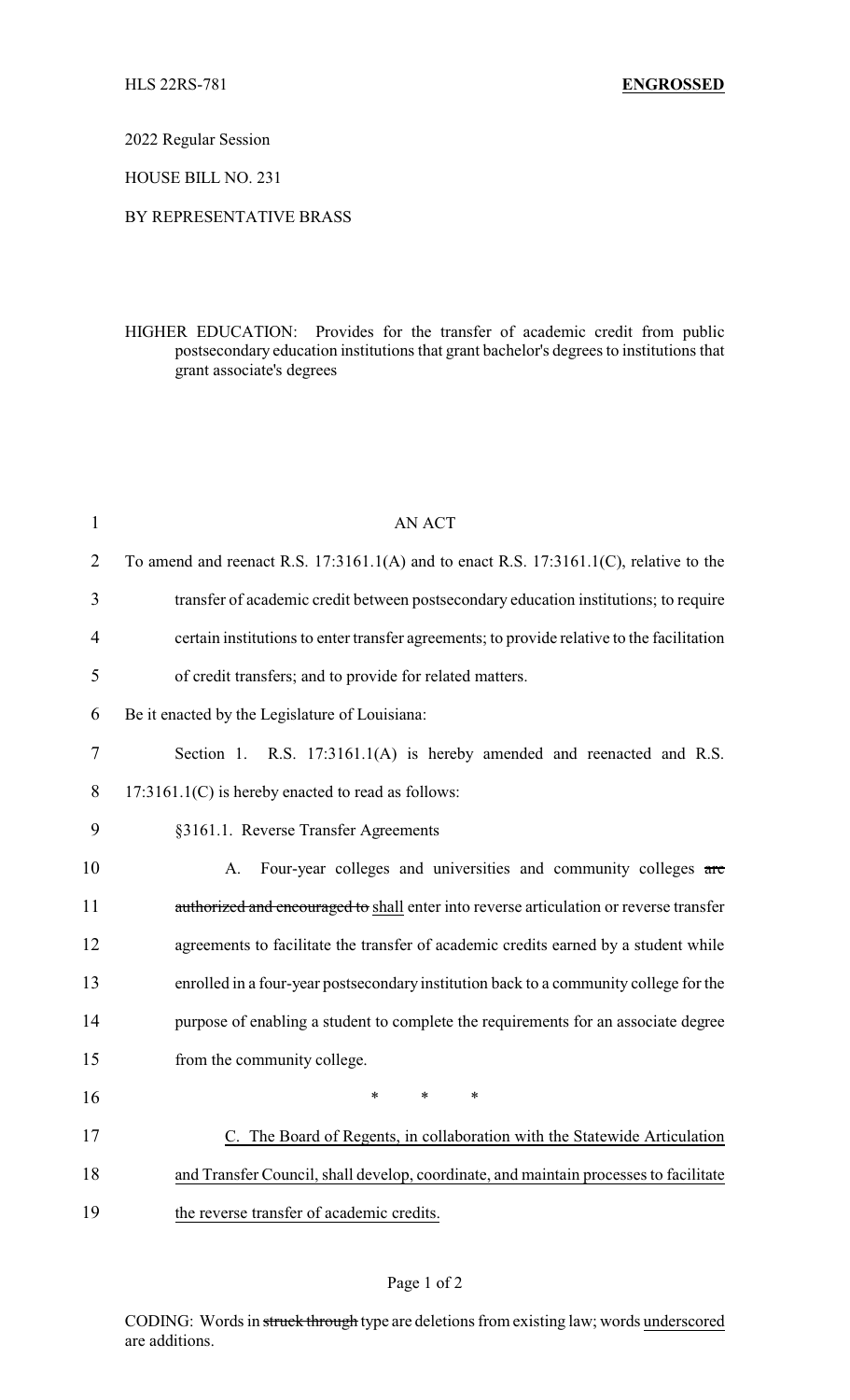HLS 22RS-781 **ENGROSSED**

2022 Regular Session

HOUSE BILL NO. 231

BY REPRESENTATIVE BRASS

HIGHER EDUCATION: Provides for the transfer of academic credit from public postsecondary education institutions that grant bachelor's degrees to institutions that grant associate's degrees

AN ACT

To amend and reenact R.S. 17:3161.1(A) and to enact R.S. 17:3161.1(C), relative to the transfer of academic credit between postsecondary education institutions; to require certain institutions to enter transfer agreements; to provide relative to the facilitation of credit transfers; and to provide for related matters.

Be it enacted by the Legislature of Louisiana:

Section 1. R.S. 17:3161.1(A) is hereby amended and reenacted and R.S. 17:3161.1(C) is hereby enacted to read as follows:

§3161.1. Reverse Transfer Agreements

A. Four-year colleges and universities and community colleges ~~are authorized and encouraged to~~ <u>shall</u> enter into reverse articulation or reverse transfer agreements to facilitate the transfer of academic credits earned by a student while enrolled in a four-year postsecondary institution back to a community college for the purpose of enabling a student to complete the requirements for an associate degree from the community college.

\* \* \*

<u>C. The Board of Regents, in collaboration with the Statewide Articulation and Transfer Council, shall develop, coordinate, and maintain processes to facilitate the reverse transfer of academic credits.</u>

CODING: Words in ~~struck through~~ type are deletions from existing law; words <u>underscored</u> are additions.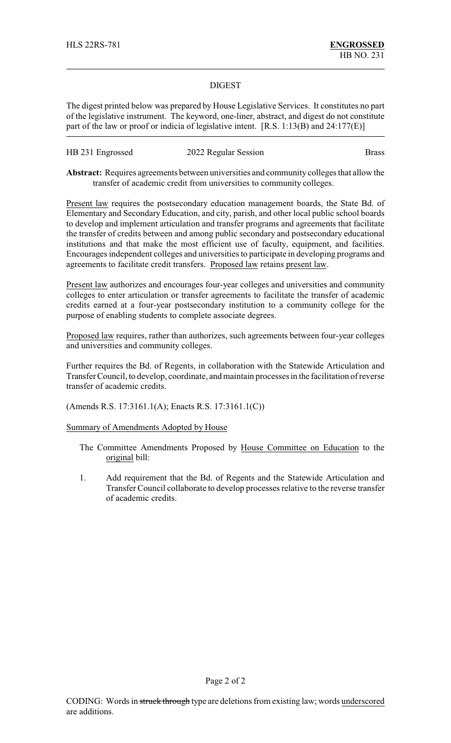## DIGEST

The digest printed below was prepared by House Legislative Services. It constitutes no part of the legislative instrument. The keyword, one-liner, abstract, and digest do not constitute part of the law or proof or indicia of legislative intent. [R.S. 1:13(B) and 24:177(E)]

HB 231 Engrossed 2022 Regular Session Brass

**Abstract:** Requires agreements between universities and community colleges that allow the transfer of academic credit from universities to community colleges.

Present law requires the postsecondary education management boards, the State Bd. of Elementary and Secondary Education, and city, parish, and other local public school boards to develop and implement articulation and transfer programs and agreements that facilitate the transfer of credits between and among public secondary and postsecondary educational institutions and that make the most efficient use of faculty, equipment, and facilities. Encourages independent colleges and universities to participate in developing programs and agreements to facilitate credit transfers. Proposed law retains present law.

Present law authorizes and encourages four-year colleges and universities and community colleges to enter articulation or transfer agreements to facilitate the transfer of academic credits earned at a four-year postsecondary institution to a community college for the purpose of enabling students to complete associate degrees.

Proposed law requires, rather than authorizes, such agreements between four-year colleges and universities and community colleges.

Further requires the Bd. of Regents, in collaboration with the Statewide Articulation and Transfer Council, to develop, coordinate, and maintain processes in the facilitation of reverse transfer of academic credits.

(Amends R.S. 17:3161.1(A); Enacts R.S. 17:3161.1(C))

Summary of Amendments Adopted by House

The Committee Amendments Proposed by House Committee on Education to the original bill:

1. Add requirement that the Bd. of Regents and the Statewide Articulation and Transfer Council collaborate to develop processes relative to the reverse transfer of academic credits.

CODING: Words in ~~struck through~~ type are deletions from existing law; words underscored are additions.